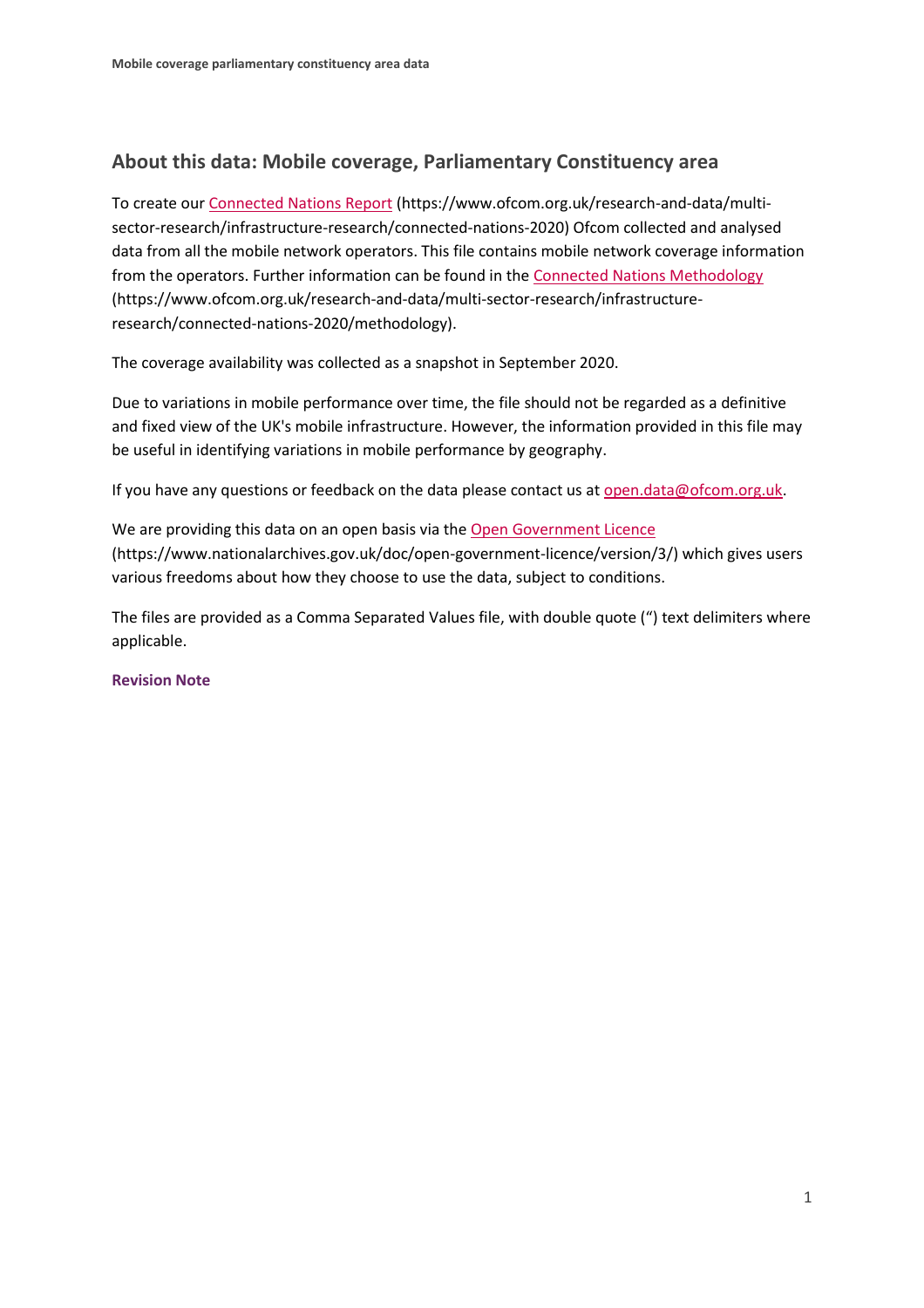## About this data: Mobile coverage, Parliamentary Constituency area

To create our Connected Nations Report (https://www.ofcom.org.uk/research-and-data/multi-sector-research/infrastructure-research/connected-nations-2020) Ofcom collected and analysed data from all the mobile network operators. This file contains mobile network coverage information from the operators. Further information can be found in the Connected Nations Methodology (https://www.ofcom.org.uk/research-and-data/multi-sector-research/infrastructure-research/connected-nations-2020/methodology).

The coverage availability was collected as a snapshot in September 2020.

Due to variations in mobile performance over time, the file should not be regarded as a definitive and fixed view of the UK's mobile infrastructure. However, the information provided in this file may be useful in identifying variations in mobile performance by geography.

If you have any questions or feedback on the data please contact us at open.data@ofcom.org.uk.

We are providing this data on an open basis via the Open Government Licence (https://www.nationalarchives.gov.uk/doc/open-government-licence/version/3/) which gives users various freedoms about how they choose to use the data, subject to conditions.

The files are provided as a Comma Separated Values file, with double quote (") text delimiters where applicable.

**Revision Note**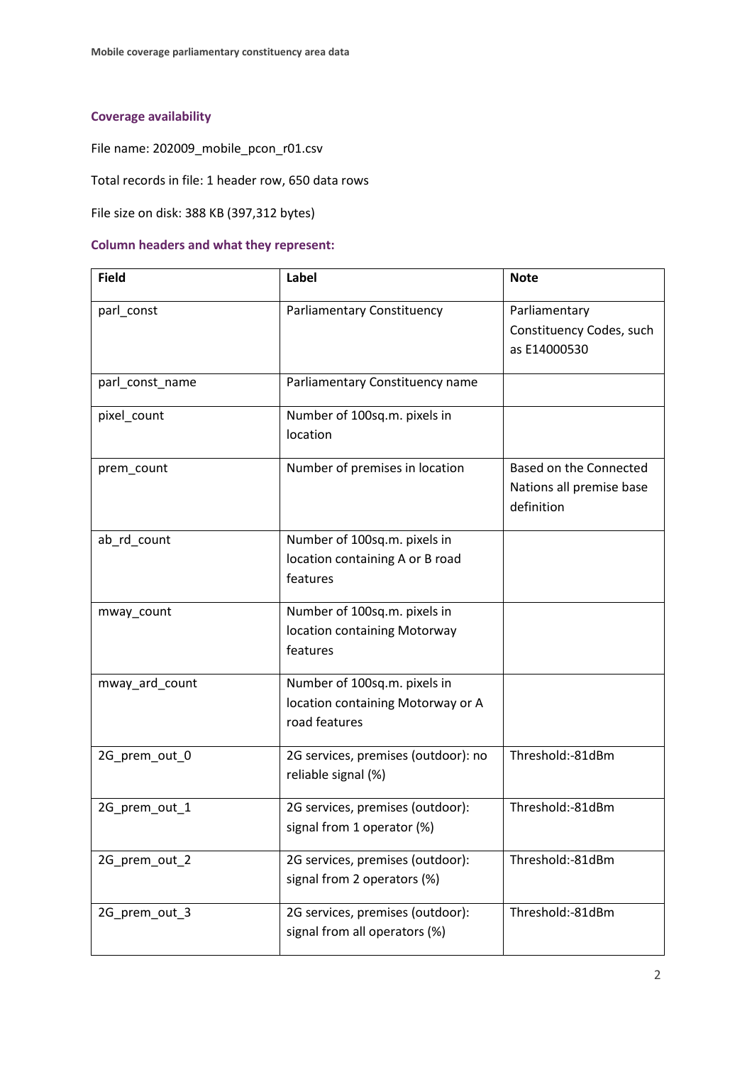### Coverage availability

File name: 202009_mobile_pcon_r01.csv

Total records in file: 1 header row, 650 data rows

File size on disk: 388 KB (397,312 bytes)

### Column headers and what they represent:

| Field | Label | Note |
|---|---|---|
| parl_const | Parliamentary Constituency | Parliamentary Constituency Codes, such as E14000530 |
| parl_const_name | Parliamentary Constituency name | |
| pixel_count | Number of 100sq.m. pixels in location | |
| prem_count | Number of premises in location | Based on the Connected Nations all premise base definition |
| ab_rd_count | Number of 100sq.m. pixels in location containing A or B road features | |
| mway_count | Number of 100sq.m. pixels in location containing Motorway features | |
| mway_ard_count | Number of 100sq.m. pixels in location containing Motorway or A road features | |
| 2G_prem_out_0 | 2G services, premises (outdoor): no reliable signal (%) | Threshold:-81dBm |
| 2G_prem_out_1 | 2G services, premises (outdoor): signal from 1 operator (%) | Threshold:-81dBm |
| 2G_prem_out_2 | 2G services, premises (outdoor): signal from 2 operators (%) | Threshold:-81dBm |
| 2G_prem_out_3 | 2G services, premises (outdoor): signal from all operators (%) | Threshold:-81dBm |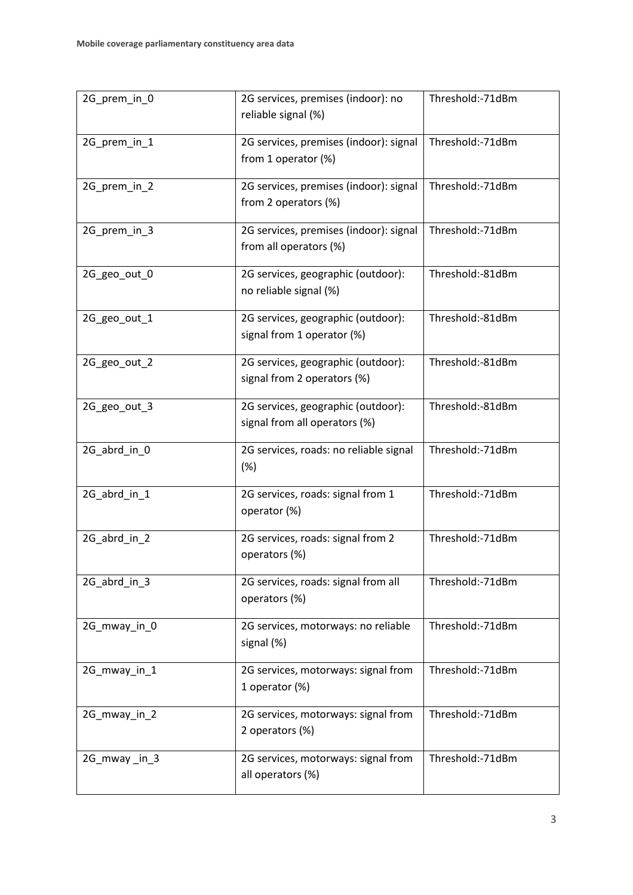| 2G_prem_in_0 | 2G services, premises (indoor): no reliable signal (%) | Threshold:-71dBm |
|---|---|---|
| 2G_prem_in_1 | 2G services, premises (indoor): signal from 1 operator (%) | Threshold:-71dBm |
| 2G_prem_in_2 | 2G services, premises (indoor): signal from 2 operators (%) | Threshold:-71dBm |
| 2G_prem_in_3 | 2G services, premises (indoor): signal from all operators (%) | Threshold:-71dBm |
| 2G_geo_out_0 | 2G services, geographic (outdoor): no reliable signal (%) | Threshold:-81dBm |
| 2G_geo_out_1 | 2G services, geographic (outdoor): signal from 1 operator (%) | Threshold:-81dBm |
| 2G_geo_out_2 | 2G services, geographic (outdoor): signal from 2 operators (%) | Threshold:-81dBm |
| 2G_geo_out_3 | 2G services, geographic (outdoor): signal from all operators (%) | Threshold:-81dBm |
| 2G_abrd_in_0 | 2G services, roads: no reliable signal (%) | Threshold:-71dBm |
| 2G_abrd_in_1 | 2G services, roads: signal from 1 operator (%) | Threshold:-71dBm |
| 2G_abrd_in_2 | 2G services, roads: signal from 2 operators (%) | Threshold:-71dBm |
| 2G_abrd_in_3 | 2G services, roads: signal from all operators (%) | Threshold:-71dBm |
| 2G_mway_in_0 | 2G services, motorways: no reliable signal (%) | Threshold:-71dBm |
| 2G_mway_in_1 | 2G services, motorways: signal from 1 operator (%) | Threshold:-71dBm |
| 2G_mway_in_2 | 2G services, motorways: signal from 2 operators (%) | Threshold:-71dBm |
| 2G_mway _in_3 | 2G services, motorways: signal from all operators (%) | Threshold:-71dBm |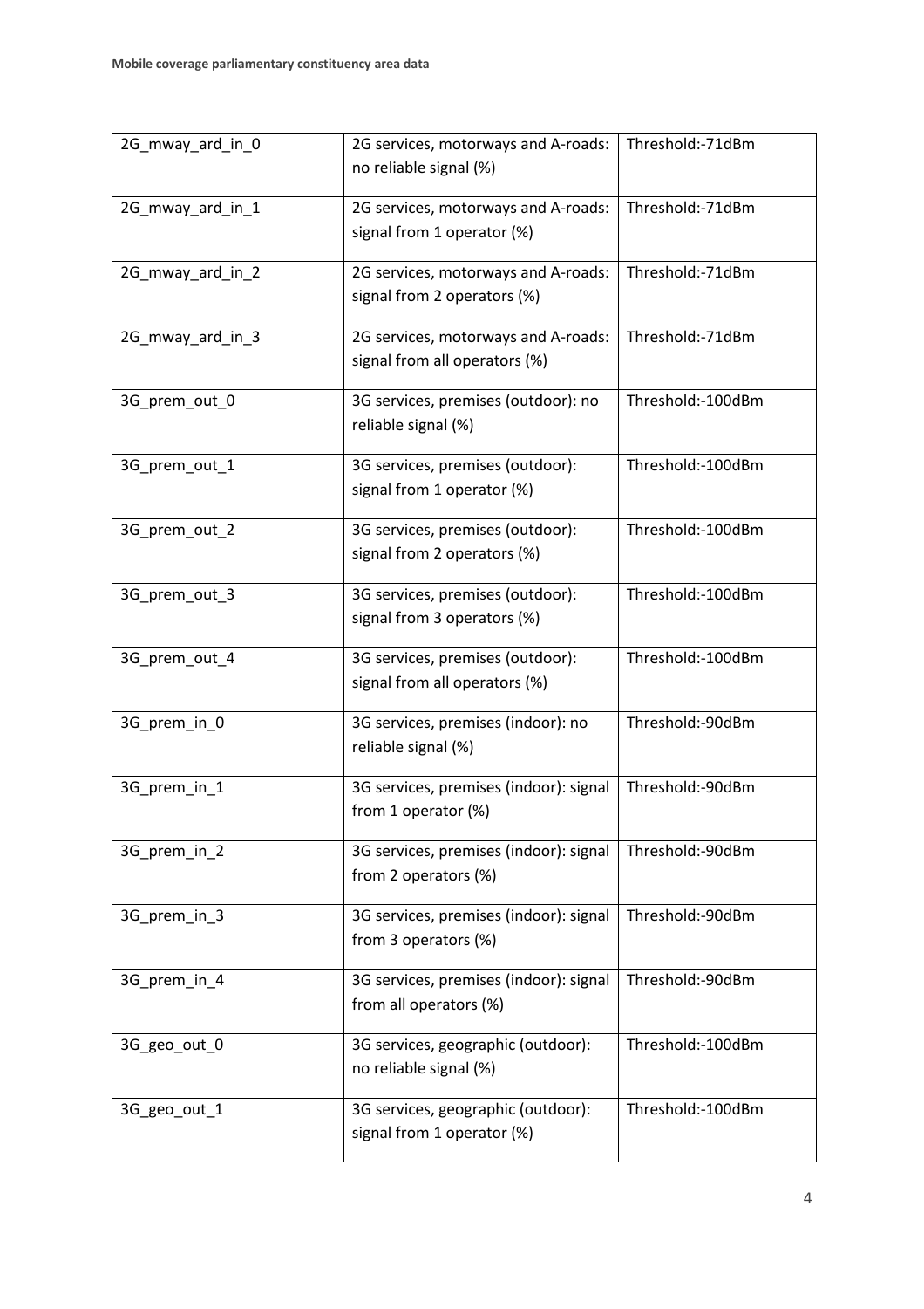| | | |
|---|---|---|
| 2G_mway_ard_in_0 | 2G services, motorways and A-roads: no reliable signal (%) | Threshold:-71dBm |
| 2G_mway_ard_in_1 | 2G services, motorways and A-roads: signal from 1 operator (%) | Threshold:-71dBm |
| 2G_mway_ard_in_2 | 2G services, motorways and A-roads: signal from 2 operators (%) | Threshold:-71dBm |
| 2G_mway_ard_in_3 | 2G services, motorways and A-roads: signal from all operators (%) | Threshold:-71dBm |
| 3G_prem_out_0 | 3G services, premises (outdoor): no reliable signal (%) | Threshold:-100dBm |
| 3G_prem_out_1 | 3G services, premises (outdoor): signal from 1 operator (%) | Threshold:-100dBm |
| 3G_prem_out_2 | 3G services, premises (outdoor): signal from 2 operators (%) | Threshold:-100dBm |
| 3G_prem_out_3 | 3G services, premises (outdoor): signal from 3 operators (%) | Threshold:-100dBm |
| 3G_prem_out_4 | 3G services, premises (outdoor): signal from all operators (%) | Threshold:-100dBm |
| 3G_prem_in_0 | 3G services, premises (indoor): no reliable signal (%) | Threshold:-90dBm |
| 3G_prem_in_1 | 3G services, premises (indoor): signal from 1 operator (%) | Threshold:-90dBm |
| 3G_prem_in_2 | 3G services, premises (indoor): signal from 2 operators (%) | Threshold:-90dBm |
| 3G_prem_in_3 | 3G services, premises (indoor): signal from 3 operators (%) | Threshold:-90dBm |
| 3G_prem_in_4 | 3G services, premises (indoor): signal from all operators (%) | Threshold:-90dBm |
| 3G_geo_out_0 | 3G services, geographic (outdoor): no reliable signal (%) | Threshold:-100dBm |
| 3G_geo_out_1 | 3G services, geographic (outdoor): signal from 1 operator (%) | Threshold:-100dBm |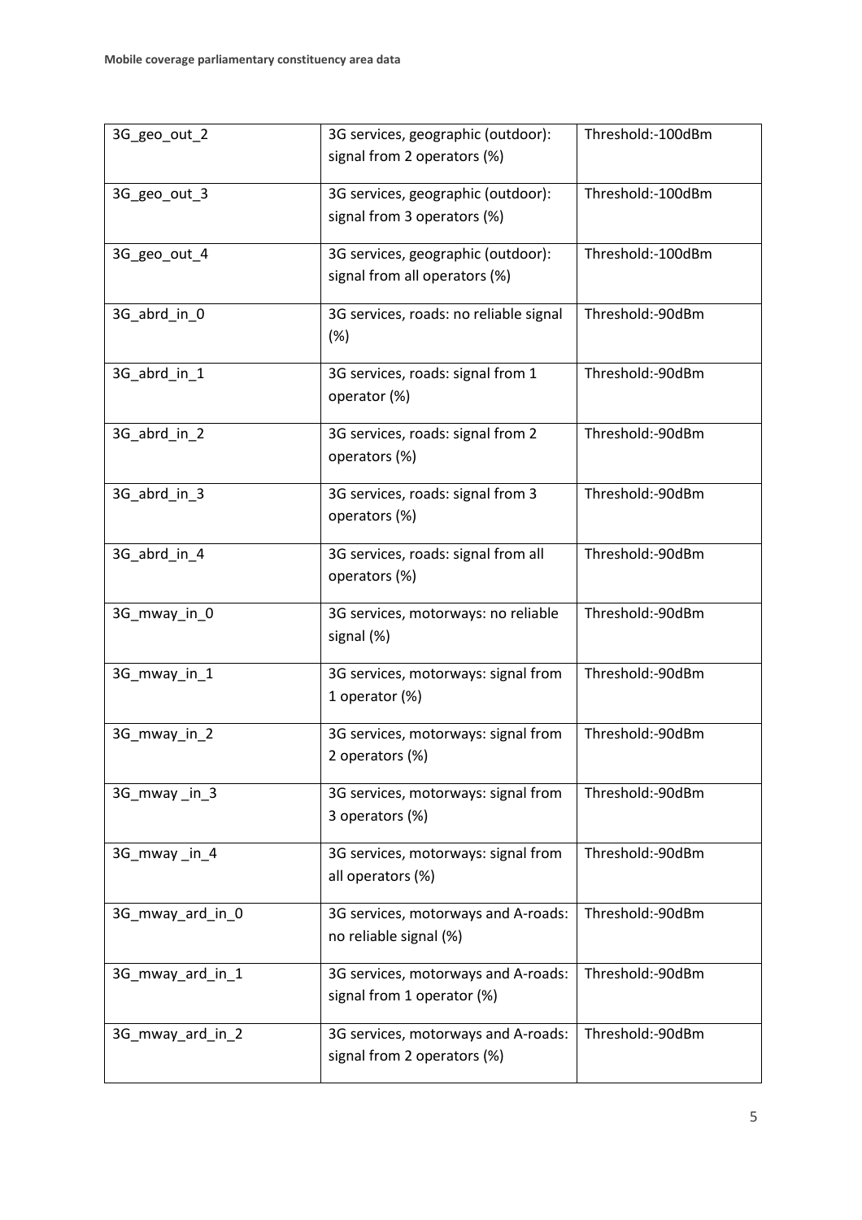| 3G_geo_out_2 | 3G services, geographic (outdoor): signal from 2 operators (%) | Threshold:-100dBm |
|---|---|---|
| 3G_geo_out_3 | 3G services, geographic (outdoor): signal from 3 operators (%) | Threshold:-100dBm |
| 3G_geo_out_4 | 3G services, geographic (outdoor): signal from all operators (%) | Threshold:-100dBm |
| 3G_abrd_in_0 | 3G services, roads: no reliable signal (%) | Threshold:-90dBm |
| 3G_abrd_in_1 | 3G services, roads: signal from 1 operator (%) | Threshold:-90dBm |
| 3G_abrd_in_2 | 3G services, roads: signal from 2 operators (%) | Threshold:-90dBm |
| 3G_abrd_in_3 | 3G services, roads: signal from 3 operators (%) | Threshold:-90dBm |
| 3G_abrd_in_4 | 3G services, roads: signal from all operators (%) | Threshold:-90dBm |
| 3G_mway_in_0 | 3G services, motorways: no reliable signal (%) | Threshold:-90dBm |
| 3G_mway_in_1 | 3G services, motorways: signal from 1 operator (%) | Threshold:-90dBm |
| 3G_mway_in_2 | 3G services, motorways: signal from 2 operators (%) | Threshold:-90dBm |
| 3G_mway _in_3 | 3G services, motorways: signal from 3 operators (%) | Threshold:-90dBm |
| 3G_mway _in_4 | 3G services, motorways: signal from all operators (%) | Threshold:-90dBm |
| 3G_mway_ard_in_0 | 3G services, motorways and A-roads: no reliable signal (%) | Threshold:-90dBm |
| 3G_mway_ard_in_1 | 3G services, motorways and A-roads: signal from 1 operator (%) | Threshold:-90dBm |
| 3G_mway_ard_in_2 | 3G services, motorways and A-roads: signal from 2 operators (%) | Threshold:-90dBm |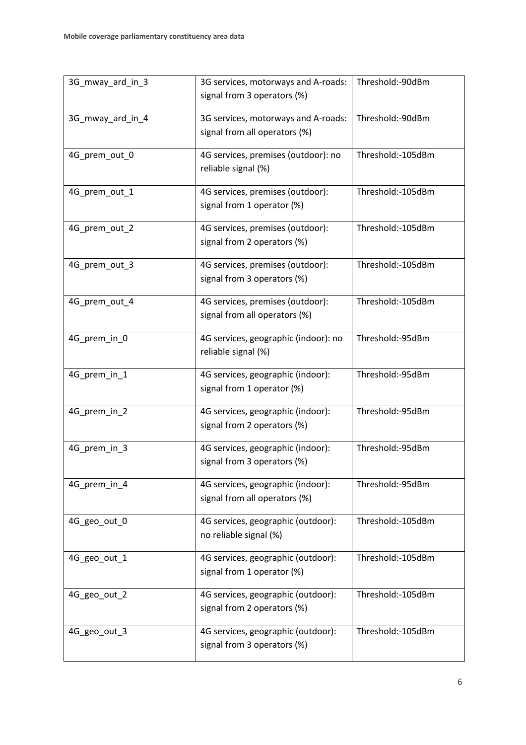| 3G_mway_ard_in_3 | 3G services, motorways and A-roads: signal from 3 operators (%) | Threshold:-90dBm |
|---|---|---|
| 3G_mway_ard_in_4 | 3G services, motorways and A-roads: signal from all operators (%) | Threshold:-90dBm |
| 4G_prem_out_0 | 4G services, premises (outdoor): no reliable signal (%) | Threshold:-105dBm |
| 4G_prem_out_1 | 4G services, premises (outdoor): signal from 1 operator (%) | Threshold:-105dBm |
| 4G_prem_out_2 | 4G services, premises (outdoor): signal from 2 operators (%) | Threshold:-105dBm |
| 4G_prem_out_3 | 4G services, premises (outdoor): signal from 3 operators (%) | Threshold:-105dBm |
| 4G_prem_out_4 | 4G services, premises (outdoor): signal from all operators (%) | Threshold:-105dBm |
| 4G_prem_in_0 | 4G services, geographic (indoor): no reliable signal (%) | Threshold:-95dBm |
| 4G_prem_in_1 | 4G services, geographic (indoor): signal from 1 operator (%) | Threshold:-95dBm |
| 4G_prem_in_2 | 4G services, geographic (indoor): signal from 2 operators (%) | Threshold:-95dBm |
| 4G_prem_in_3 | 4G services, geographic (indoor): signal from 3 operators (%) | Threshold:-95dBm |
| 4G_prem_in_4 | 4G services, geographic (indoor): signal from all operators (%) | Threshold:-95dBm |
| 4G_geo_out_0 | 4G services, geographic (outdoor): no reliable signal (%) | Threshold:-105dBm |
| 4G_geo_out_1 | 4G services, geographic (outdoor): signal from 1 operator (%) | Threshold:-105dBm |
| 4G_geo_out_2 | 4G services, geographic (outdoor): signal from 2 operators (%) | Threshold:-105dBm |
| 4G_geo_out_3 | 4G services, geographic (outdoor): signal from 3 operators (%) | Threshold:-105dBm |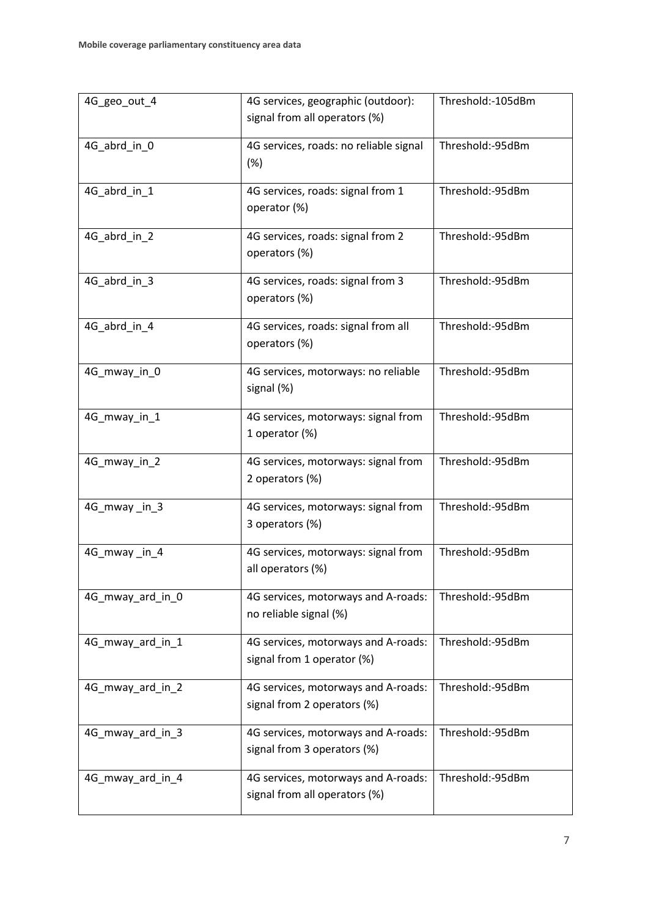| 4G_geo_out_4 | 4G services, geographic (outdoor): signal from all operators (%) | Threshold:-105dBm |
|---|---|---|
| 4G_abrd_in_0 | 4G services, roads: no reliable signal (%) | Threshold:-95dBm |
| 4G_abrd_in_1 | 4G services, roads: signal from 1 operator (%) | Threshold:-95dBm |
| 4G_abrd_in_2 | 4G services, roads: signal from 2 operators (%) | Threshold:-95dBm |
| 4G_abrd_in_3 | 4G services, roads: signal from 3 operators (%) | Threshold:-95dBm |
| 4G_abrd_in_4 | 4G services, roads: signal from all operators (%) | Threshold:-95dBm |
| 4G_mway_in_0 | 4G services, motorways: no reliable signal (%) | Threshold:-95dBm |
| 4G_mway_in_1 | 4G services, motorways: signal from 1 operator (%) | Threshold:-95dBm |
| 4G_mway_in_2 | 4G services, motorways: signal from 2 operators (%) | Threshold:-95dBm |
| 4G_mway _in_3 | 4G services, motorways: signal from 3 operators (%) | Threshold:-95dBm |
| 4G_mway _in_4 | 4G services, motorways: signal from all operators (%) | Threshold:-95dBm |
| 4G_mway_ard_in_0 | 4G services, motorways and A-roads: no reliable signal (%) | Threshold:-95dBm |
| 4G_mway_ard_in_1 | 4G services, motorways and A-roads: signal from 1 operator (%) | Threshold:-95dBm |
| 4G_mway_ard_in_2 | 4G services, motorways and A-roads: signal from 2 operators (%) | Threshold:-95dBm |
| 4G_mway_ard_in_3 | 4G services, motorways and A-roads: signal from 3 operators (%) | Threshold:-95dBm |
| 4G_mway_ard_in_4 | 4G services, motorways and A-roads: signal from all operators (%) | Threshold:-95dBm |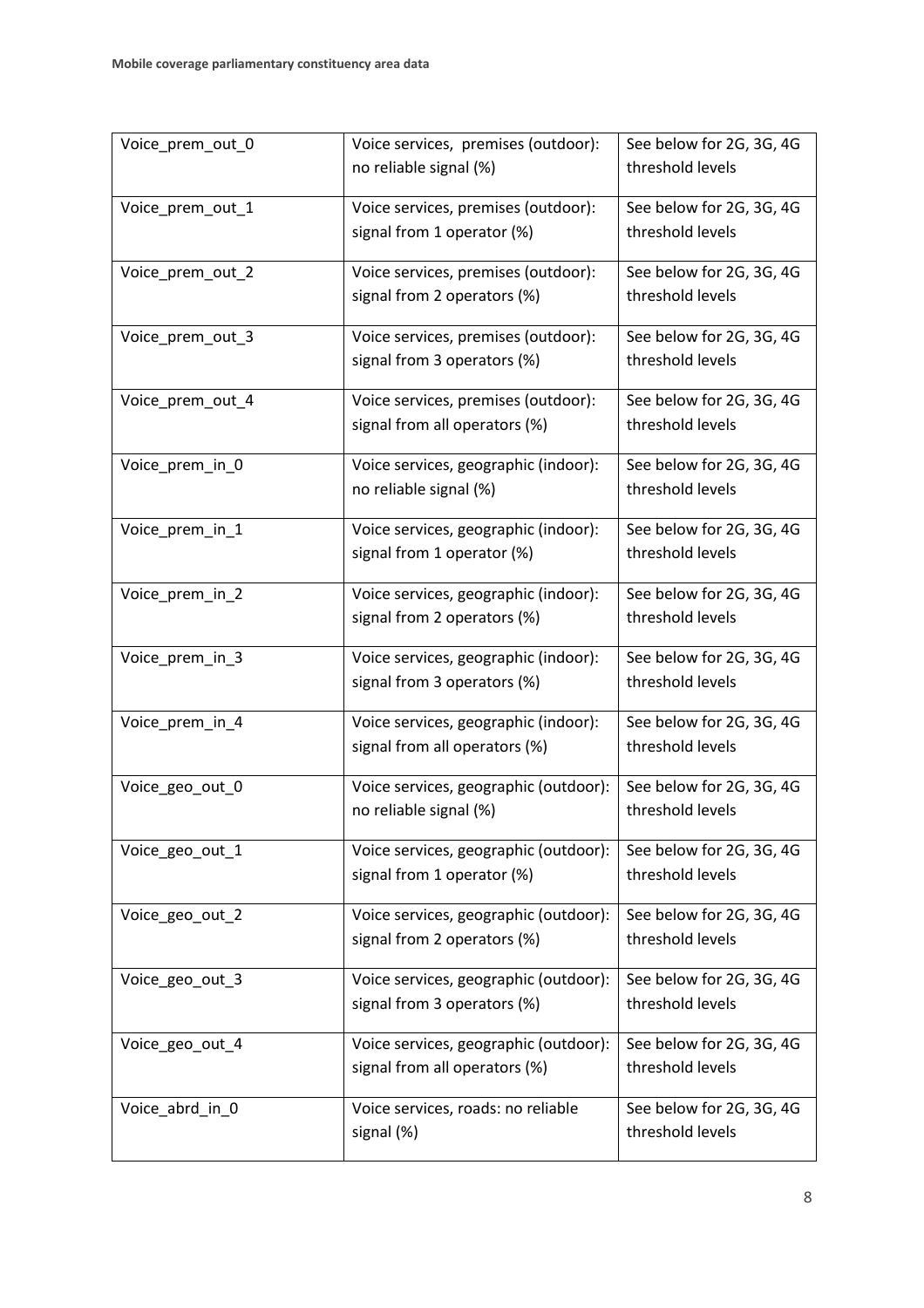| Voice_prem_out_0 | Voice services,  premises (outdoor): no reliable signal (%) | See below for 2G, 3G, 4G threshold levels |
|---|---|---|
| Voice_prem_out_1 | Voice services, premises (outdoor): signal from 1 operator (%) | See below for 2G, 3G, 4G threshold levels |
| Voice_prem_out_2 | Voice services, premises (outdoor): signal from 2 operators (%) | See below for 2G, 3G, 4G threshold levels |
| Voice_prem_out_3 | Voice services, premises (outdoor): signal from 3 operators (%) | See below for 2G, 3G, 4G threshold levels |
| Voice_prem_out_4 | Voice services, premises (outdoor): signal from all operators (%) | See below for 2G, 3G, 4G threshold levels |
| Voice_prem_in_0 | Voice services, geographic (indoor): no reliable signal (%) | See below for 2G, 3G, 4G threshold levels |
| Voice_prem_in_1 | Voice services, geographic (indoor): signal from 1 operator (%) | See below for 2G, 3G, 4G threshold levels |
| Voice_prem_in_2 | Voice services, geographic (indoor): signal from 2 operators (%) | See below for 2G, 3G, 4G threshold levels |
| Voice_prem_in_3 | Voice services, geographic (indoor): signal from 3 operators (%) | See below for 2G, 3G, 4G threshold levels |
| Voice_prem_in_4 | Voice services, geographic (indoor): signal from all operators (%) | See below for 2G, 3G, 4G threshold levels |
| Voice_geo_out_0 | Voice services, geographic (outdoor): no reliable signal (%) | See below for 2G, 3G, 4G threshold levels |
| Voice_geo_out_1 | Voice services, geographic (outdoor): signal from 1 operator (%) | See below for 2G, 3G, 4G threshold levels |
| Voice_geo_out_2 | Voice services, geographic (outdoor): signal from 2 operators (%) | See below for 2G, 3G, 4G threshold levels |
| Voice_geo_out_3 | Voice services, geographic (outdoor): signal from 3 operators (%) | See below for 2G, 3G, 4G threshold levels |
| Voice_geo_out_4 | Voice services, geographic (outdoor): signal from all operators (%) | See below for 2G, 3G, 4G threshold levels |
| Voice_abrd_in_0 | Voice services, roads: no reliable signal (%) | See below for 2G, 3G, 4G threshold levels |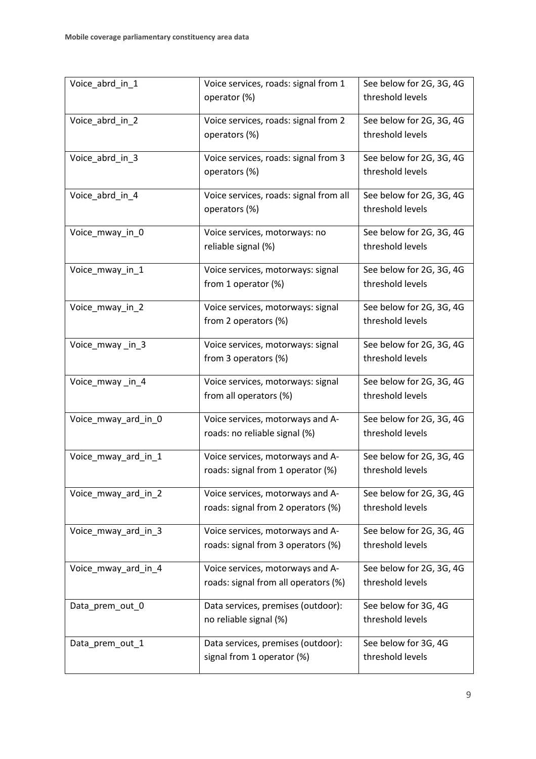| Voice_abrd_in_1 | Voice services, roads: signal from 1 operator (%) | See below for 2G, 3G, 4G threshold levels |
|---|---|---|
| Voice_abrd_in_2 | Voice services, roads: signal from 2 operators (%) | See below for 2G, 3G, 4G threshold levels |
| Voice_abrd_in_3 | Voice services, roads: signal from 3 operators (%) | See below for 2G, 3G, 4G threshold levels |
| Voice_abrd_in_4 | Voice services, roads: signal from all operators (%) | See below for 2G, 3G, 4G threshold levels |
| Voice_mway_in_0 | Voice services, motorways: no reliable signal (%) | See below for 2G, 3G, 4G threshold levels |
| Voice_mway_in_1 | Voice services, motorways: signal from 1 operator (%) | See below for 2G, 3G, 4G threshold levels |
| Voice_mway_in_2 | Voice services, motorways: signal from 2 operators (%) | See below for 2G, 3G, 4G threshold levels |
| Voice_mway _in_3 | Voice services, motorways: signal from 3 operators (%) | See below for 2G, 3G, 4G threshold levels |
| Voice_mway _in_4 | Voice services, motorways: signal from all operators (%) | See below for 2G, 3G, 4G threshold levels |
| Voice_mway_ard_in_0 | Voice services, motorways and A-roads: no reliable signal (%) | See below for 2G, 3G, 4G threshold levels |
| Voice_mway_ard_in_1 | Voice services, motorways and A-roads: signal from 1 operator (%) | See below for 2G, 3G, 4G threshold levels |
| Voice_mway_ard_in_2 | Voice services, motorways and A-roads: signal from 2 operators (%) | See below for 2G, 3G, 4G threshold levels |
| Voice_mway_ard_in_3 | Voice services, motorways and A-roads: signal from 3 operators (%) | See below for 2G, 3G, 4G threshold levels |
| Voice_mway_ard_in_4 | Voice services, motorways and A-roads: signal from all operators (%) | See below for 2G, 3G, 4G threshold levels |
| Data_prem_out_0 | Data services, premises (outdoor): no reliable signal (%) | See below for 3G, 4G threshold levels |
| Data_prem_out_1 | Data services, premises (outdoor): signal from 1 operator (%) | See below for 3G, 4G threshold levels |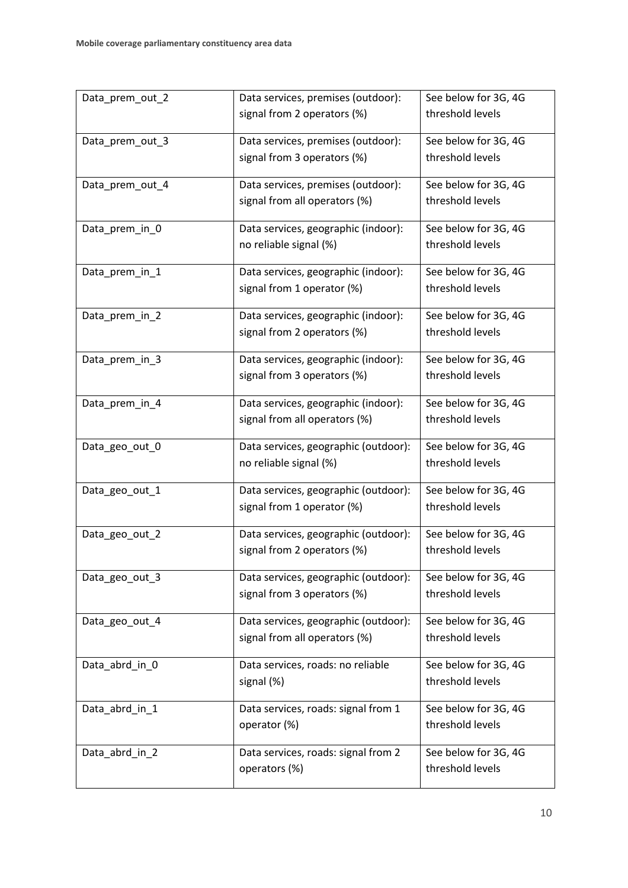| Data_prem_out_2 | Data services, premises (outdoor): signal from 2 operators (%) | See below for 3G, 4G threshold levels |
|---|---|---|
| Data_prem_out_3 | Data services, premises (outdoor): signal from 3 operators (%) | See below for 3G, 4G threshold levels |
| Data_prem_out_4 | Data services, premises (outdoor): signal from all operators (%) | See below for 3G, 4G threshold levels |
| Data_prem_in_0 | Data services, geographic (indoor): no reliable signal (%) | See below for 3G, 4G threshold levels |
| Data_prem_in_1 | Data services, geographic (indoor): signal from 1 operator (%) | See below for 3G, 4G threshold levels |
| Data_prem_in_2 | Data services, geographic (indoor): signal from 2 operators (%) | See below for 3G, 4G threshold levels |
| Data_prem_in_3 | Data services, geographic (indoor): signal from 3 operators (%) | See below for 3G, 4G threshold levels |
| Data_prem_in_4 | Data services, geographic (indoor): signal from all operators (%) | See below for 3G, 4G threshold levels |
| Data_geo_out_0 | Data services, geographic (outdoor): no reliable signal (%) | See below for 3G, 4G threshold levels |
| Data_geo_out_1 | Data services, geographic (outdoor): signal from 1 operator (%) | See below for 3G, 4G threshold levels |
| Data_geo_out_2 | Data services, geographic (outdoor): signal from 2 operators (%) | See below for 3G, 4G threshold levels |
| Data_geo_out_3 | Data services, geographic (outdoor): signal from 3 operators (%) | See below for 3G, 4G threshold levels |
| Data_geo_out_4 | Data services, geographic (outdoor): signal from all operators (%) | See below for 3G, 4G threshold levels |
| Data_abrd_in_0 | Data services, roads: no reliable signal (%) | See below for 3G, 4G threshold levels |
| Data_abrd_in_1 | Data services, roads: signal from 1 operator (%) | See below for 3G, 4G threshold levels |
| Data_abrd_in_2 | Data services, roads: signal from 2 operators (%) | See below for 3G, 4G threshold levels |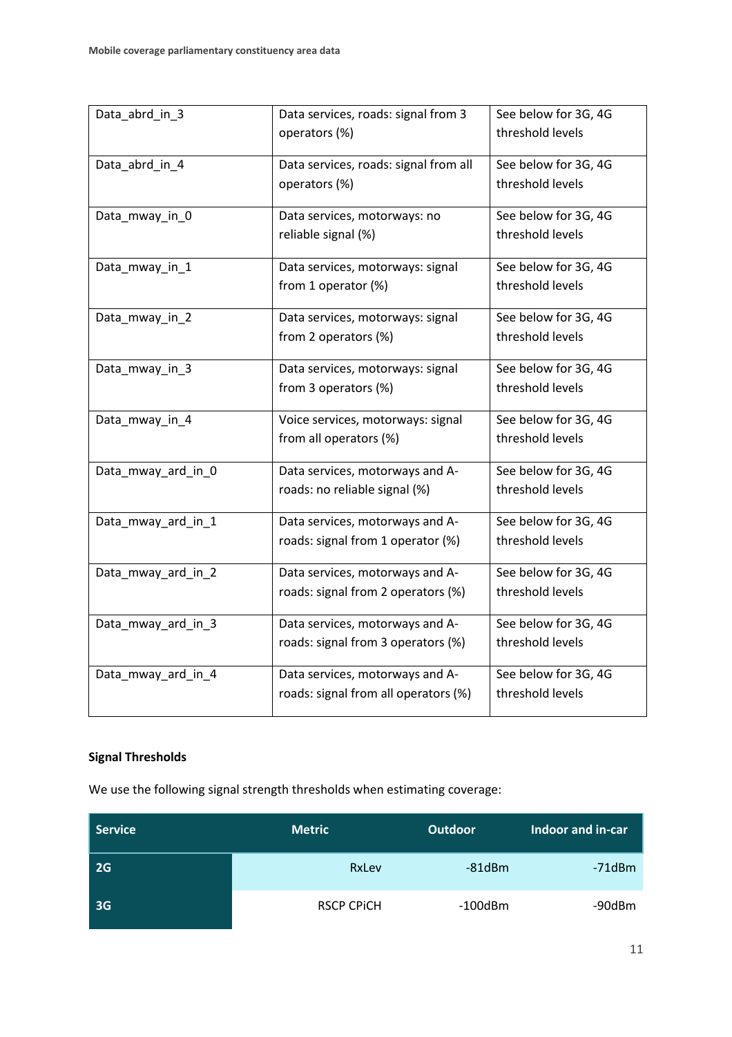| | | |
|---|---|---|
| Data_abrd_in_3 | Data services, roads: signal from 3 operators (%) | See below for 3G, 4G threshold levels |
| Data_abrd_in_4 | Data services, roads: signal from all operators (%) | See below for 3G, 4G threshold levels |
| Data_mway_in_0 | Data services, motorways: no reliable signal (%) | See below for 3G, 4G threshold levels |
| Data_mway_in_1 | Data services, motorways: signal from 1 operator (%) | See below for 3G, 4G threshold levels |
| Data_mway_in_2 | Data services, motorways: signal from 2 operators (%) | See below for 3G, 4G threshold levels |
| Data_mway_in_3 | Data services, motorways: signal from 3 operators (%) | See below for 3G, 4G threshold levels |
| Data_mway_in_4 | Voice services, motorways: signal from all operators (%) | See below for 3G, 4G threshold levels |
| Data_mway_ard_in_0 | Data services, motorways and A-roads: no reliable signal (%) | See below for 3G, 4G threshold levels |
| Data_mway_ard_in_1 | Data services, motorways and A-roads: signal from 1 operator (%) | See below for 3G, 4G threshold levels |
| Data_mway_ard_in_2 | Data services, motorways and A-roads: signal from 2 operators (%) | See below for 3G, 4G threshold levels |
| Data_mway_ard_in_3 | Data services, motorways and A-roads: signal from 3 operators (%) | See below for 3G, 4G threshold levels |
| Data_mway_ard_in_4 | Data services, motorways and A-roads: signal from all operators (%) | See below for 3G, 4G threshold levels |

**Signal Thresholds**

We use the following signal strength thresholds when estimating coverage:

| Service | Metric | Outdoor | Indoor and in-car |
|---|---|---|---|
| 2G | RxLev | -81dBm | -71dBm |
| 3G | RSCP CPiCH | -100dBm | -90dBm |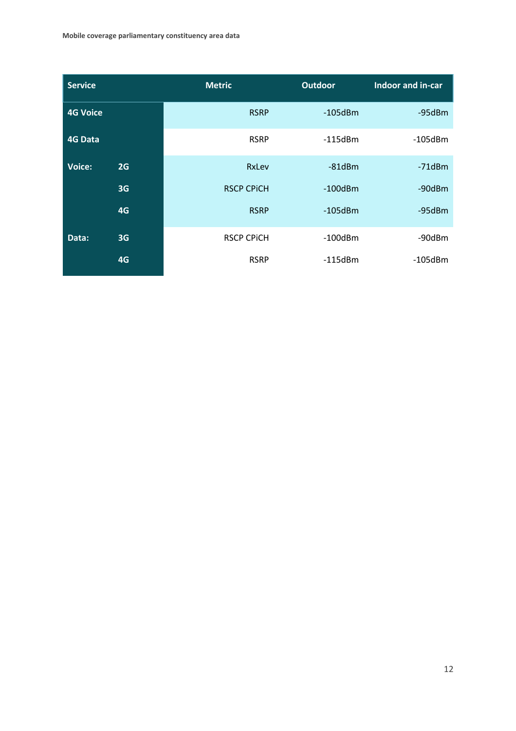| Service | | Metric | Outdoor | Indoor and in-car |
| --- | --- | --- | --- | --- |
| **4G Voice** | | RSRP | -105dBm | -95dBm |
| **4G Data** | | RSRP | -115dBm | -105dBm |
| **Voice:** | **2G** | RxLev | -81dBm | -71dBm |
| | **3G** | RSCP CPiCH | -100dBm | -90dBm |
| | **4G** | RSRP | -105dBm | -95dBm |
| **Data:** | **3G** | RSCP CPiCH | -100dBm | -90dBm |
| | **4G** | RSRP | -115dBm | -105dBm |